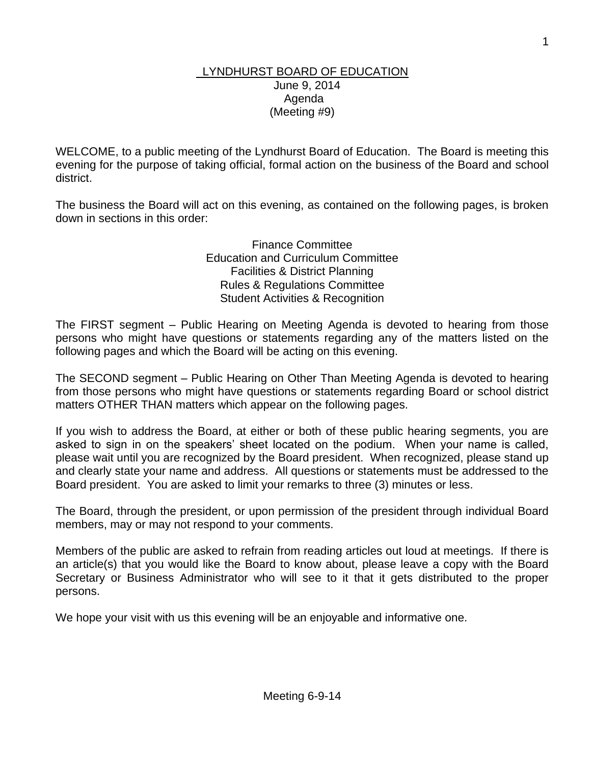# LYNDHURST BOARD OF EDUCATION

June 9, 2014
Agenda
(Meeting #9)

WELCOME, to a public meeting of the Lyndhurst Board of Education. The Board is meeting this evening for the purpose of taking official, formal action on the business of the Board and school district.

The business the Board will act on this evening, as contained on the following pages, is broken down in sections in this order:

Finance Committee
Education and Curriculum Committee
Facilities & District Planning
Rules & Regulations Committee
Student Activities & Recognition

The FIRST segment – Public Hearing on Meeting Agenda is devoted to hearing from those persons who might have questions or statements regarding any of the matters listed on the following pages and which the Board will be acting on this evening.

The SECOND segment – Public Hearing on Other Than Meeting Agenda is devoted to hearing from those persons who might have questions or statements regarding Board or school district matters OTHER THAN matters which appear on the following pages.

If you wish to address the Board, at either or both of these public hearing segments, you are asked to sign in on the speakers' sheet located on the podium. When your name is called, please wait until you are recognized by the Board president. When recognized, please stand up and clearly state your name and address. All questions or statements must be addressed to the Board president. You are asked to limit your remarks to three (3) minutes or less.

The Board, through the president, or upon permission of the president through individual Board members, may or may not respond to your comments.

Members of the public are asked to refrain from reading articles out loud at meetings. If there is an article(s) that you would like the Board to know about, please leave a copy with the Board Secretary or Business Administrator who will see to it that it gets distributed to the proper persons.

We hope your visit with us this evening will be an enjoyable and informative one.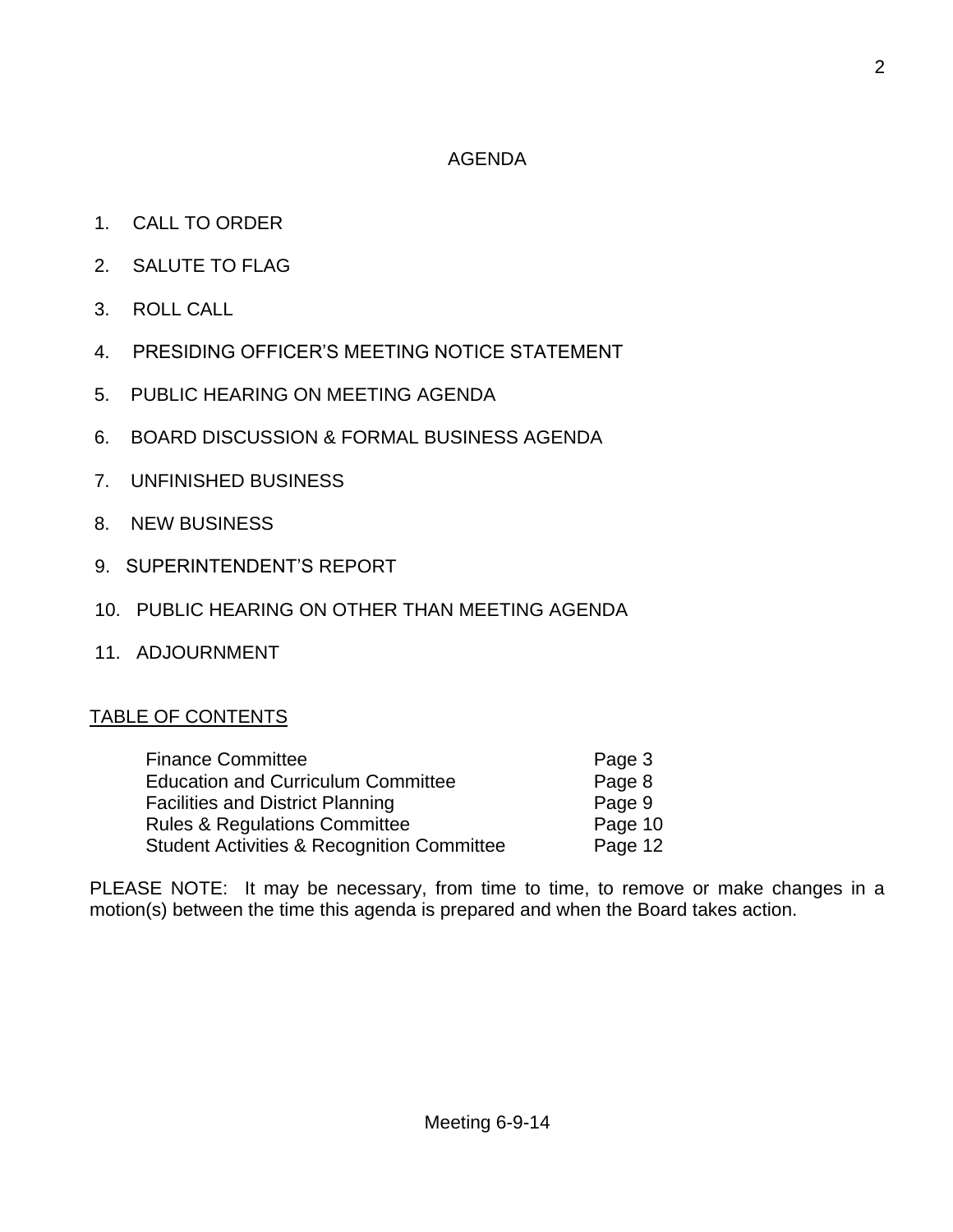# AGENDA

1. CALL TO ORDER
2. SALUTE TO FLAG
3. ROLL CALL
4. PRESIDING OFFICER'S MEETING NOTICE STATEMENT
5. PUBLIC HEARING ON MEETING AGENDA
6. BOARD DISCUSSION & FORMAL BUSINESS AGENDA
7. UNFINISHED BUSINESS
8. NEW BUSINESS
9. SUPERINTENDENT'S REPORT
10. PUBLIC HEARING ON OTHER THAN MEETING AGENDA
11. ADJOURNMENT

## TABLE OF CONTENTS

| | |
|---|---|
| Finance Committee | Page 3 |
| Education and Curriculum Committee | Page 8 |
| Facilities and District Planning | Page 9 |
| Rules & Regulations Committee | Page 10 |
| Student Activities & Recognition Committee | Page 12 |

PLEASE NOTE: It may be necessary, from time to time, to remove or make changes in a motion(s) between the time this agenda is prepared and when the Board takes action.

Meeting 6-9-14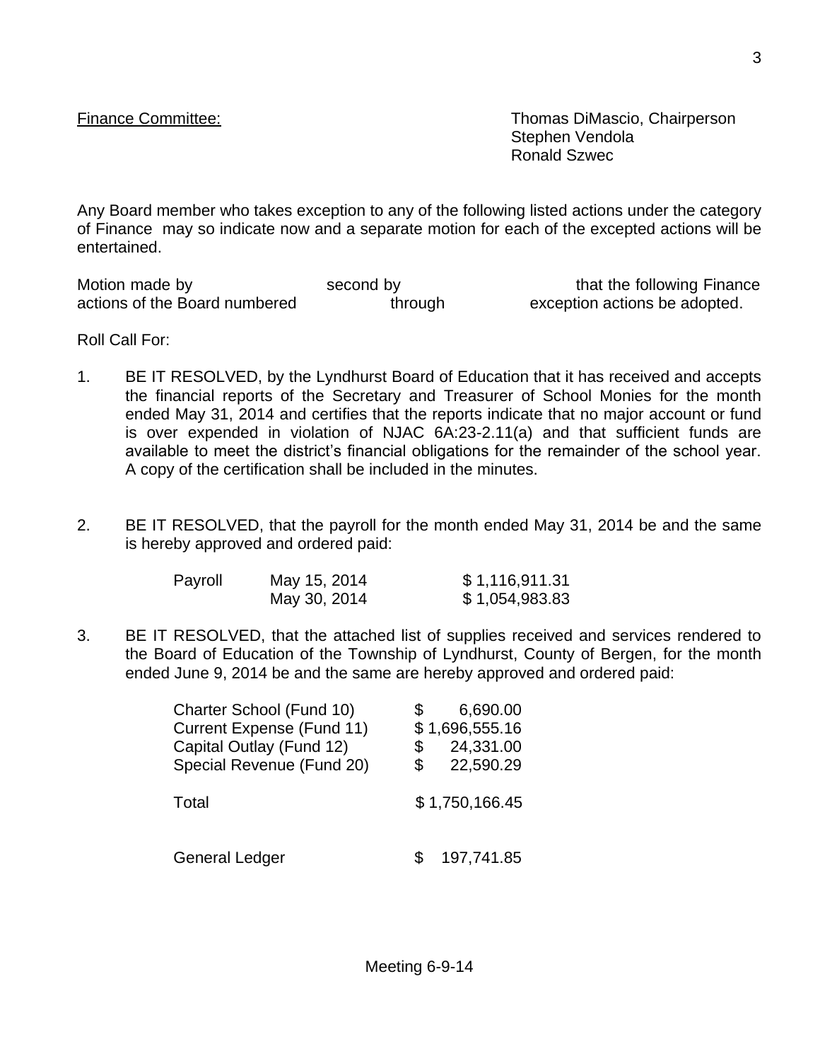Finance Committee: Thomas DiMascio, Chairperson
Stephen Vendola
Ronald Szwec

Any Board member who takes exception to any of the following listed actions under the category of Finance may so indicate now and a separate motion for each of the excepted actions will be entertained.

Motion made by second by that the following Finance actions of the Board numbered through exception actions be adopted.

Roll Call For:

1. BE IT RESOLVED, by the Lyndhurst Board of Education that it has received and accepts the financial reports of the Secretary and Treasurer of School Monies for the month ended May 31, 2014 and certifies that the reports indicate that no major account or fund is over expended in violation of NJAC 6A:23-2.11(a) and that sufficient funds are available to meet the district's financial obligations for the remainder of the school year. A copy of the certification shall be included in the minutes.

2. BE IT RESOLVED, that the payroll for the month ended May 31, 2014 be and the same is hereby approved and ordered paid:

| | | |
|---|---|---|
| Payroll | May 15, 2014 | $ 1,116,911.31 |
| | May 30, 2014 | $ 1,054,983.83 |

3. BE IT RESOLVED, that the attached list of supplies received and services rendered to the Board of Education of the Township of Lyndhurst, County of Bergen, for the month ended June 9, 2014 be and the same are hereby approved and ordered paid:

| | |
|---|---|
| Charter School (Fund 10) | $ 6,690.00 |
| Current Expense (Fund 11) | $ 1,696,555.16 |
| Capital Outlay (Fund 12) | $ 24,331.00 |
| Special Revenue (Fund 20) | $ 22,590.29 |
| Total | $ 1,750,166.45 |
| General Ledger | $ 197,741.85 |

Meeting 6-9-14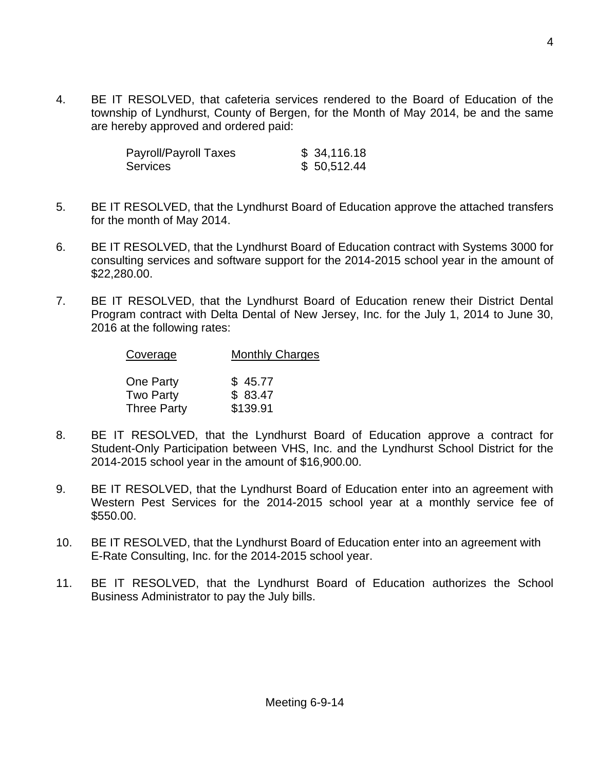4. BE IT RESOLVED, that cafeteria services rendered to the Board of Education of the township of Lyndhurst, County of Bergen, for the Month of May 2014, be and the same are hereby approved and ordered paid:

| | |
|---|---|
| Payroll/Payroll Taxes | $ 34,116.18 |
| Services | $ 50,512.44 |

5. BE IT RESOLVED, that the Lyndhurst Board of Education approve the attached transfers for the month of May 2014.

6. BE IT RESOLVED, that the Lyndhurst Board of Education contract with Systems 3000 for consulting services and software support for the 2014-2015 school year in the amount of $22,280.00.

7. BE IT RESOLVED, that the Lyndhurst Board of Education renew their District Dental Program contract with Delta Dental of New Jersey, Inc. for the July 1, 2014 to June 30, 2016 at the following rates:

| Coverage | Monthly Charges |
|---|---|
| One Party | $ 45.77 |
| Two Party | $ 83.47 |
| Three Party | $139.91 |

8. BE IT RESOLVED, that the Lyndhurst Board of Education approve a contract for Student-Only Participation between VHS, Inc. and the Lyndhurst School District for the 2014-2015 school year in the amount of $16,900.00.

9. BE IT RESOLVED, that the Lyndhurst Board of Education enter into an agreement with Western Pest Services for the 2014-2015 school year at a monthly service fee of $550.00.

10. BE IT RESOLVED, that the Lyndhurst Board of Education enter into an agreement with E-Rate Consulting, Inc. for the 2014-2015 school year.

11. BE IT RESOLVED, that the Lyndhurst Board of Education authorizes the School Business Administrator to pay the July bills.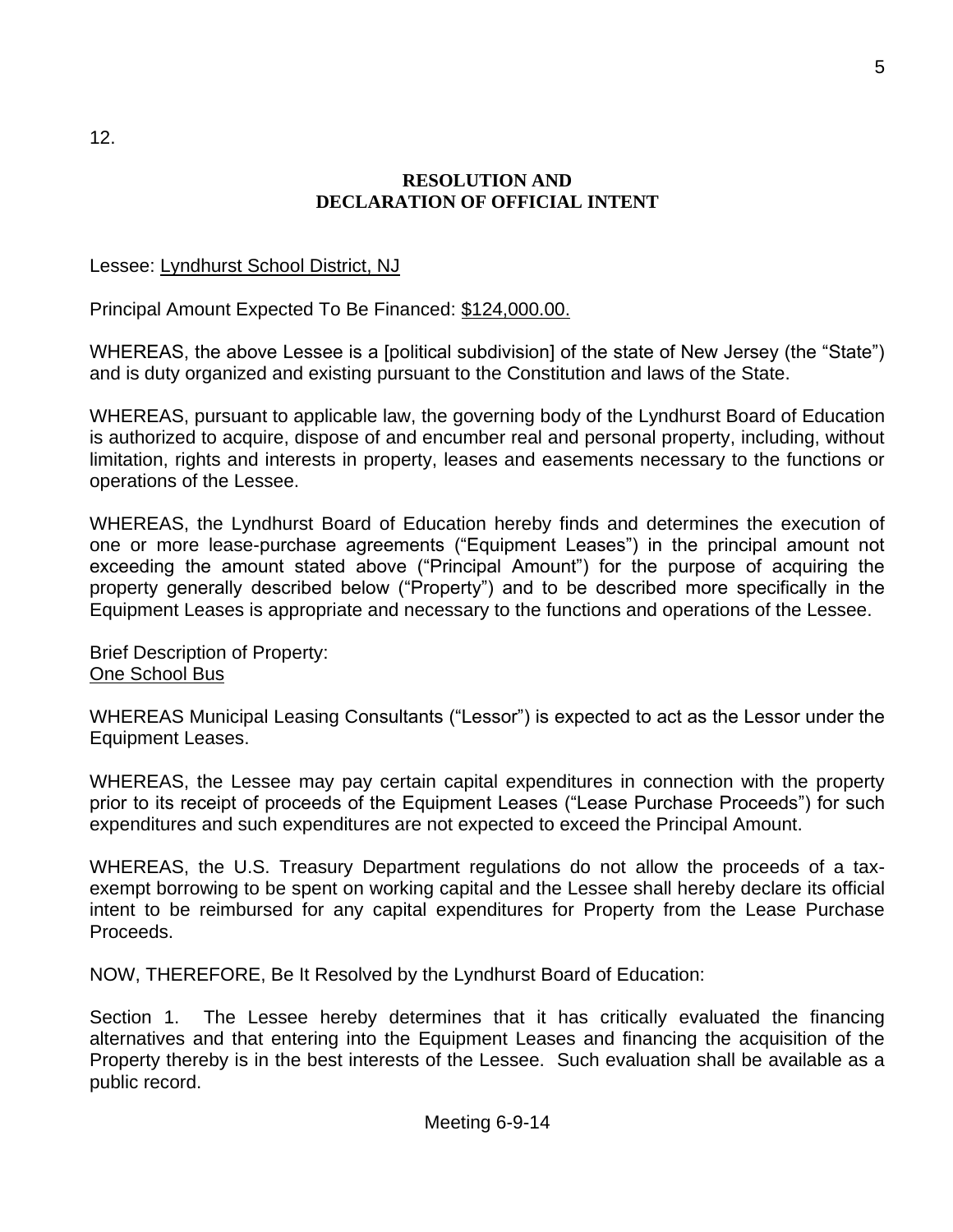12.

**RESOLUTION AND**
**DECLARATION OF OFFICIAL INTENT**

Lessee: Lyndhurst School District, NJ

Principal Amount Expected To Be Financed: $124,000.00.

WHEREAS, the above Lessee is a [political subdivision] of the state of New Jersey (the "State") and is duty organized and existing pursuant to the Constitution and laws of the State.

WHEREAS, pursuant to applicable law, the governing body of the Lyndhurst Board of Education is authorized to acquire, dispose of and encumber real and personal property, including, without limitation, rights and interests in property, leases and easements necessary to the functions or operations of the Lessee.

WHEREAS, the Lyndhurst Board of Education hereby finds and determines the execution of one or more lease-purchase agreements ("Equipment Leases") in the principal amount not exceeding the amount stated above ("Principal Amount") for the purpose of acquiring the property generally described below ("Property") and to be described more specifically in the Equipment Leases is appropriate and necessary to the functions and operations of the Lessee.

Brief Description of Property:
One School Bus

WHEREAS Municipal Leasing Consultants ("Lessor") is expected to act as the Lessor under the Equipment Leases.

WHEREAS, the Lessee may pay certain capital expenditures in connection with the property prior to its receipt of proceeds of the Equipment Leases ("Lease Purchase Proceeds") for such expenditures and such expenditures are not expected to exceed the Principal Amount.

WHEREAS, the U.S. Treasury Department regulations do not allow the proceeds of a tax-exempt borrowing to be spent on working capital and the Lessee shall hereby declare its official intent to be reimbursed for any capital expenditures for Property from the Lease Purchase Proceeds.

NOW, THEREFORE, Be It Resolved by the Lyndhurst Board of Education:

Section 1. The Lessee hereby determines that it has critically evaluated the financing alternatives and that entering into the Equipment Leases and financing the acquisition of the Property thereby is in the best interests of the Lessee. Such evaluation shall be available as a public record.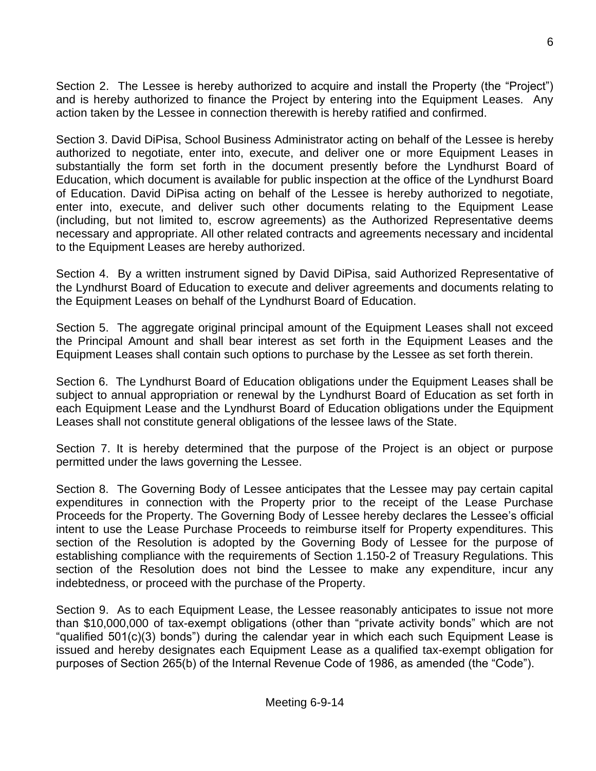Section 2. The Lessee is hereby authorized to acquire and install the Property (the "Project") and is hereby authorized to finance the Project by entering into the Equipment Leases. Any action taken by the Lessee in connection therewith is hereby ratified and confirmed.

Section 3. David DiPisa, School Business Administrator acting on behalf of the Lessee is hereby authorized to negotiate, enter into, execute, and deliver one or more Equipment Leases in substantially the form set forth in the document presently before the Lyndhurst Board of Education, which document is available for public inspection at the office of the Lyndhurst Board of Education. David DiPisa acting on behalf of the Lessee is hereby authorized to negotiate, enter into, execute, and deliver such other documents relating to the Equipment Lease (including, but not limited to, escrow agreements) as the Authorized Representative deems necessary and appropriate. All other related contracts and agreements necessary and incidental to the Equipment Leases are hereby authorized.

Section 4. By a written instrument signed by David DiPisa, said Authorized Representative of the Lyndhurst Board of Education to execute and deliver agreements and documents relating to the Equipment Leases on behalf of the Lyndhurst Board of Education.

Section 5. The aggregate original principal amount of the Equipment Leases shall not exceed the Principal Amount and shall bear interest as set forth in the Equipment Leases and the Equipment Leases shall contain such options to purchase by the Lessee as set forth therein.

Section 6. The Lyndhurst Board of Education obligations under the Equipment Leases shall be subject to annual appropriation or renewal by the Lyndhurst Board of Education as set forth in each Equipment Lease and the Lyndhurst Board of Education obligations under the Equipment Leases shall not constitute general obligations of the lessee laws of the State.

Section 7. It is hereby determined that the purpose of the Project is an object or purpose permitted under the laws governing the Lessee.

Section 8. The Governing Body of Lessee anticipates that the Lessee may pay certain capital expenditures in connection with the Property prior to the receipt of the Lease Purchase Proceeds for the Property. The Governing Body of Lessee hereby declares the Lessee's official intent to use the Lease Purchase Proceeds to reimburse itself for Property expenditures. This section of the Resolution is adopted by the Governing Body of Lessee for the purpose of establishing compliance with the requirements of Section 1.150-2 of Treasury Regulations. This section of the Resolution does not bind the Lessee to make any expenditure, incur any indebtedness, or proceed with the purchase of the Property.

Section 9. As to each Equipment Lease, the Lessee reasonably anticipates to issue not more than $10,000,000 of tax-exempt obligations (other than "private activity bonds" which are not "qualified 501(c)(3) bonds") during the calendar year in which each such Equipment Lease is issued and hereby designates each Equipment Lease as a qualified tax-exempt obligation for purposes of Section 265(b) of the Internal Revenue Code of 1986, as amended (the "Code").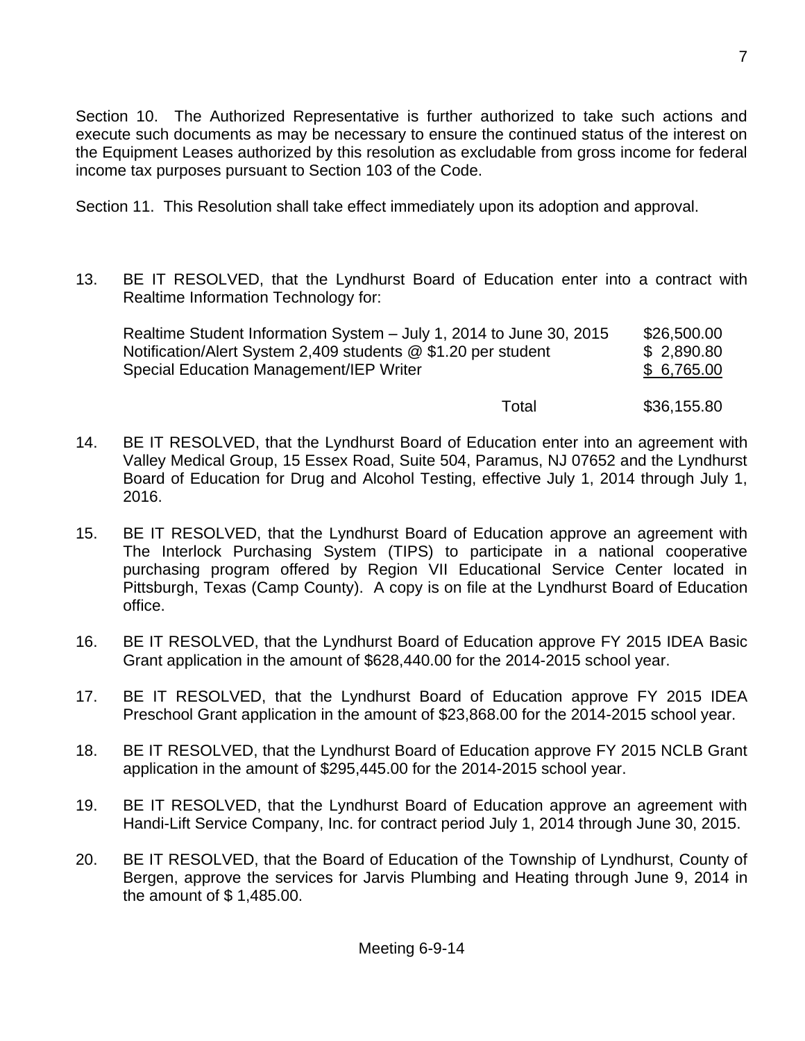Section 10. The Authorized Representative is further authorized to take such actions and execute such documents as may be necessary to ensure the continued status of the interest on the Equipment Leases authorized by this resolution as excludable from gross income for federal income tax purposes pursuant to Section 103 of the Code.

Section 11. This Resolution shall take effect immediately upon its adoption and approval.

13. BE IT RESOLVED, that the Lyndhurst Board of Education enter into a contract with Realtime Information Technology for:

| | |
|---|---|
| Realtime Student Information System – July 1, 2014 to June 30, 2015 | $26,500.00 |
| Notification/Alert System 2,409 students @ $1.20 per student | $ 2,890.80 |
| Special Education Management/IEP Writer | $ 6,765.00 |
| Total | $36,155.80 |

14. BE IT RESOLVED, that the Lyndhurst Board of Education enter into an agreement with Valley Medical Group, 15 Essex Road, Suite 504, Paramus, NJ 07652 and the Lyndhurst Board of Education for Drug and Alcohol Testing, effective July 1, 2014 through July 1, 2016.

15. BE IT RESOLVED, that the Lyndhurst Board of Education approve an agreement with The Interlock Purchasing System (TIPS) to participate in a national cooperative purchasing program offered by Region VII Educational Service Center located in Pittsburgh, Texas (Camp County). A copy is on file at the Lyndhurst Board of Education office.

16. BE IT RESOLVED, that the Lyndhurst Board of Education approve FY 2015 IDEA Basic Grant application in the amount of $628,440.00 for the 2014-2015 school year.

17. BE IT RESOLVED, that the Lyndhurst Board of Education approve FY 2015 IDEA Preschool Grant application in the amount of $23,868.00 for the 2014-2015 school year.

18. BE IT RESOLVED, that the Lyndhurst Board of Education approve FY 2015 NCLB Grant application in the amount of $295,445.00 for the 2014-2015 school year.

19. BE IT RESOLVED, that the Lyndhurst Board of Education approve an agreement with Handi-Lift Service Company, Inc. for contract period July 1, 2014 through June 30, 2015.

20. BE IT RESOLVED, that the Board of Education of the Township of Lyndhurst, County of Bergen, approve the services for Jarvis Plumbing and Heating through June 9, 2014 in the amount of $ 1,485.00.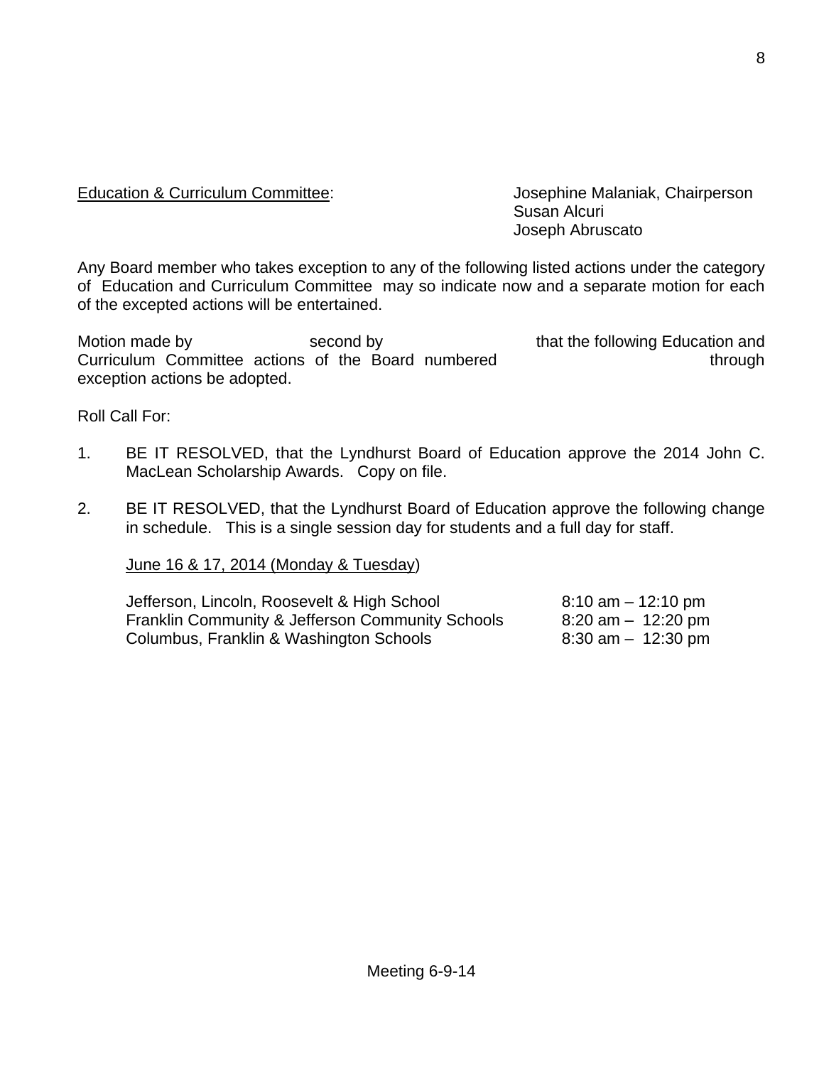<u>Education & Curriculum Committee</u>: Josephine Malaniak, Chairperson
Susan Alcuri
Joseph Abruscato

Any Board member who takes exception to any of the following listed actions under the category of Education and Curriculum Committee may so indicate now and a separate motion for each of the excepted actions will be entertained.

Motion made by second by that the following Education and Curriculum Committee actions of the Board numbered through exception actions be adopted.

Roll Call For:

1. BE IT RESOLVED, that the Lyndhurst Board of Education approve the 2014 John C. MacLean Scholarship Awards. Copy on file.

2. BE IT RESOLVED, that the Lyndhurst Board of Education approve the following change in schedule. This is a single session day for students and a full day for staff.

   <u>June 16 & 17, 2014 (Monday & Tuesday</u>)

| | |
|---|---|
| Jefferson, Lincoln, Roosevelt & High School | 8:10 am – 12:10 pm |
| Franklin Community & Jefferson Community Schools | 8:20 am – 12:20 pm |
| Columbus, Franklin & Washington Schools | 8:30 am – 12:30 pm |

Meeting 6-9-14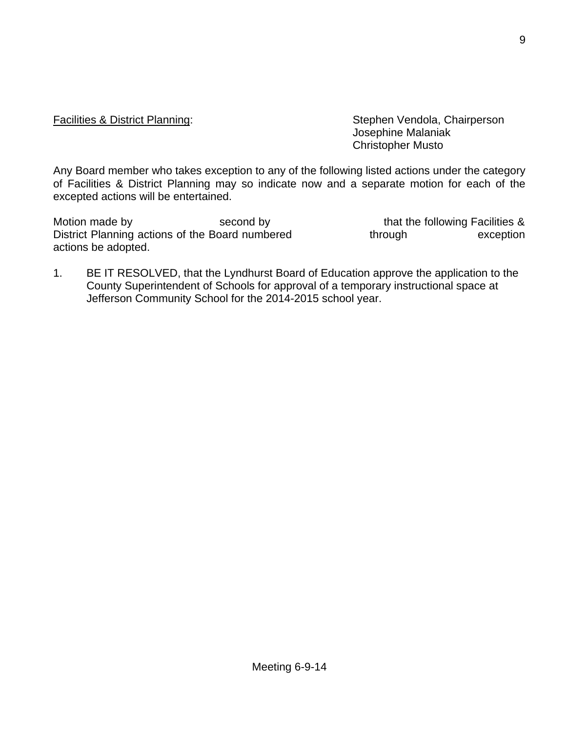Facilities & District Planning: Stephen Vendola, Chairperson
Josephine Malaniak
Christopher Musto

Any Board member who takes exception to any of the following listed actions under the category of Facilities & District Planning may so indicate now and a separate motion for each of the excepted actions will be entertained.

Motion made by second by that the following Facilities & District Planning actions of the Board numbered through exception actions be adopted.

1. BE IT RESOLVED, that the Lyndhurst Board of Education approve the application to the County Superintendent of Schools for approval of a temporary instructional space at Jefferson Community School for the 2014-2015 school year.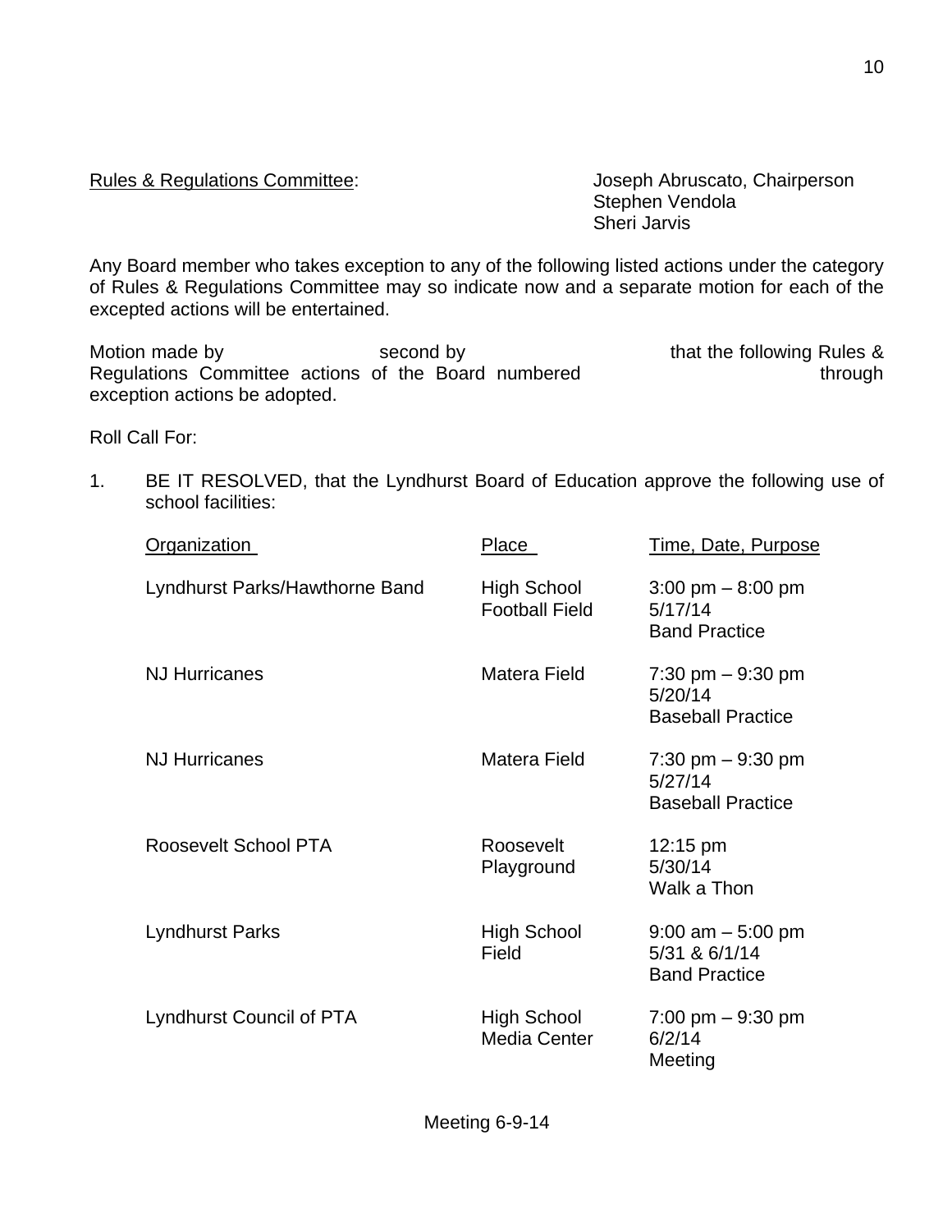<u>Rules & Regulations Committee</u>: Joseph Abruscato, Chairperson
Stephen Vendola
Sheri Jarvis

Any Board member who takes exception to any of the following listed actions under the category of Rules & Regulations Committee may so indicate now and a separate motion for each of the excepted actions will be entertained.

Motion made by second by that the following Rules & Regulations Committee actions of the Board numbered through exception actions be adopted.

Roll Call For:

1. BE IT RESOLVED, that the Lyndhurst Board of Education approve the following use of school facilities:

| <u>Organization</u> | <u>Place</u> | <u>Time, Date, Purpose</u> |
|---|---|---|
| Lyndhurst Parks/Hawthorne Band | High School Football Field | 3:00 pm – 8:00 pm 5/17/14 Band Practice |
| NJ Hurricanes | Matera Field | 7:30 pm – 9:30 pm 5/20/14 Baseball Practice |
| NJ Hurricanes | Matera Field | 7:30 pm – 9:30 pm 5/27/14 Baseball Practice |
| Roosevelt School PTA | Roosevelt Playground | 12:15 pm 5/30/14 Walk a Thon |
| Lyndhurst Parks | High School Field | 9:00 am – 5:00 pm 5/31 & 6/1/14 Band Practice |
| Lyndhurst Council of PTA | High School Media Center | 7:00 pm – 9:30 pm 6/2/14 Meeting |

Meeting 6-9-14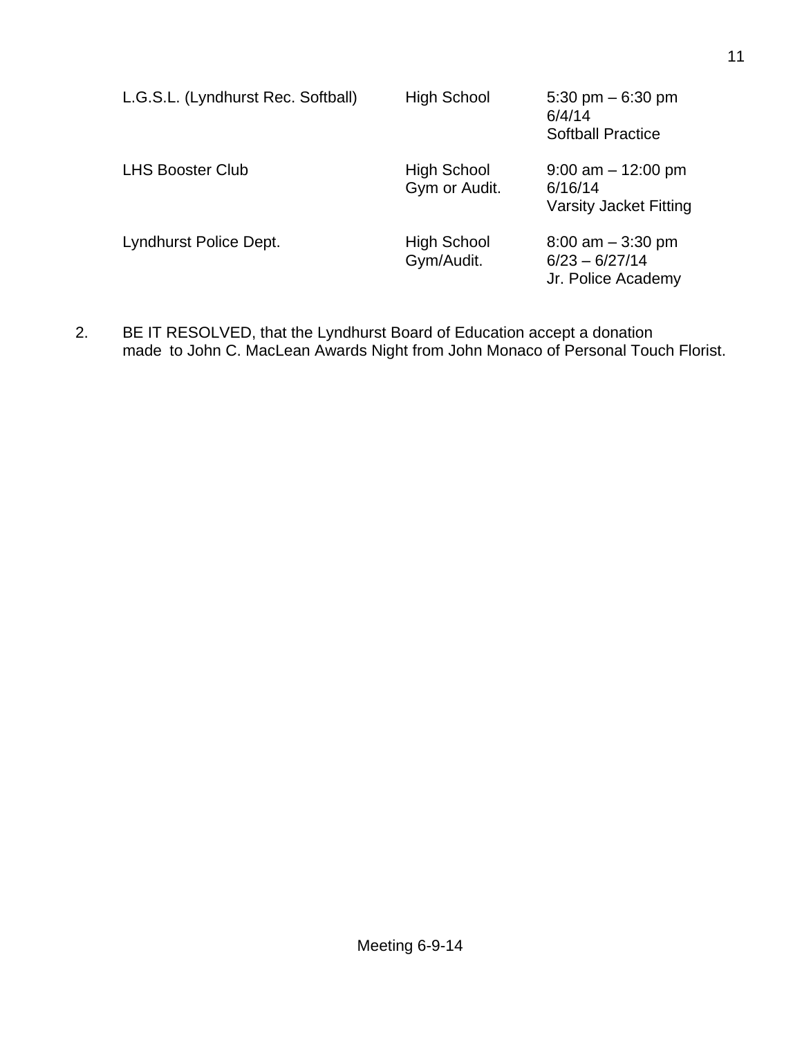| | | |
|---|---|---|
| L.G.S.L. (Lyndhurst Rec. Softball) | High School | 5:30 pm – 6:30 pm<br>6/4/14<br>Softball Practice |
| LHS Booster Club | High School<br>Gym or Audit. | 9:00 am – 12:00 pm<br>6/16/14<br>Varsity Jacket Fitting |
| Lyndhurst Police Dept. | High School<br>Gym/Audit. | 8:00 am – 3:30 pm<br>6/23 – 6/27/14<br>Jr. Police Academy |

2. BE IT RESOLVED, that the Lyndhurst Board of Education accept a donation made to John C. MacLean Awards Night from John Monaco of Personal Touch Florist.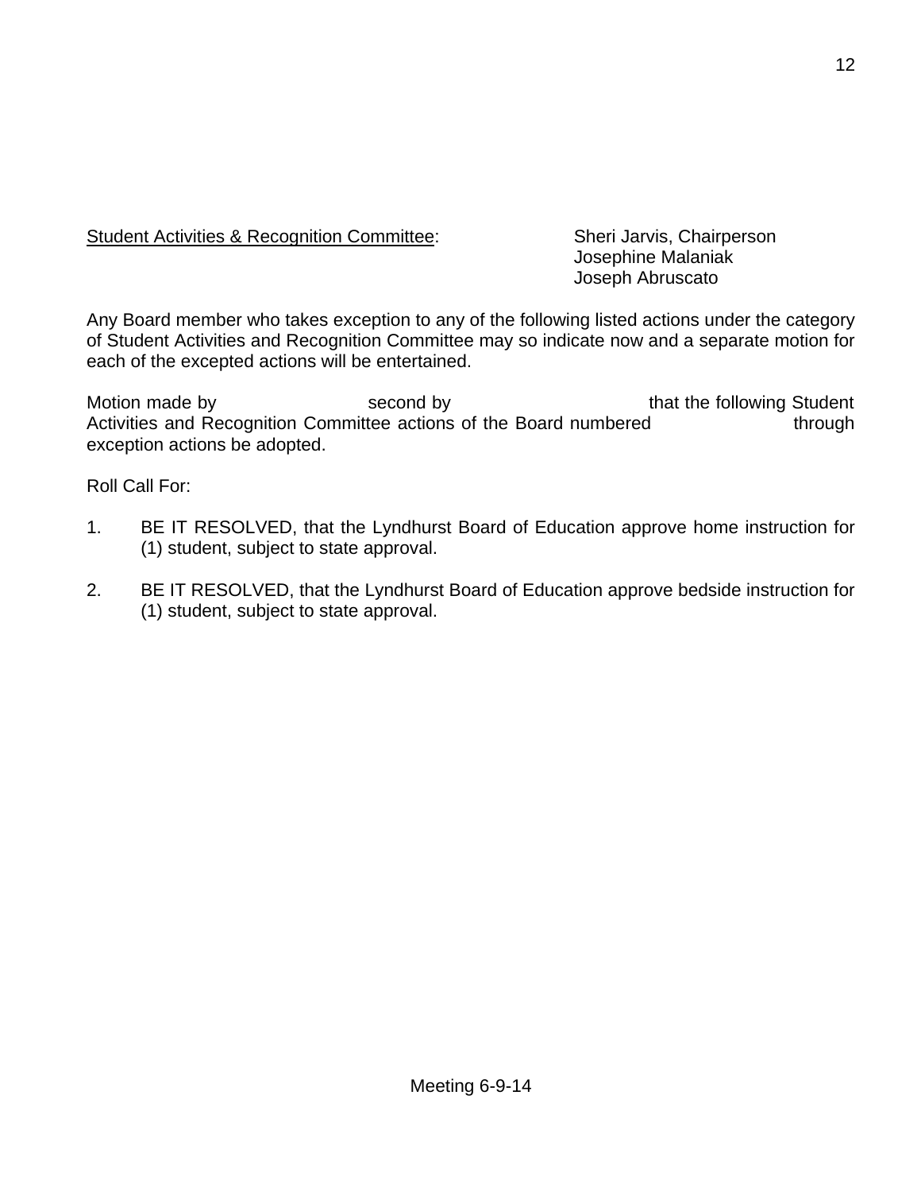<u>Student Activities & Recognition Committee</u>: Sheri Jarvis, Chairperson
Josephine Malaniak
Joseph Abruscato

Any Board member who takes exception to any of the following listed actions under the category of Student Activities and Recognition Committee may so indicate now and a separate motion for each of the excepted actions will be entertained.

Motion made by second by that the following Student Activities and Recognition Committee actions of the Board numbered through exception actions be adopted.

Roll Call For:

1. BE IT RESOLVED, that the Lyndhurst Board of Education approve home instruction for (1) student, subject to state approval.

2. BE IT RESOLVED, that the Lyndhurst Board of Education approve bedside instruction for (1) student, subject to state approval.

Meeting 6-9-14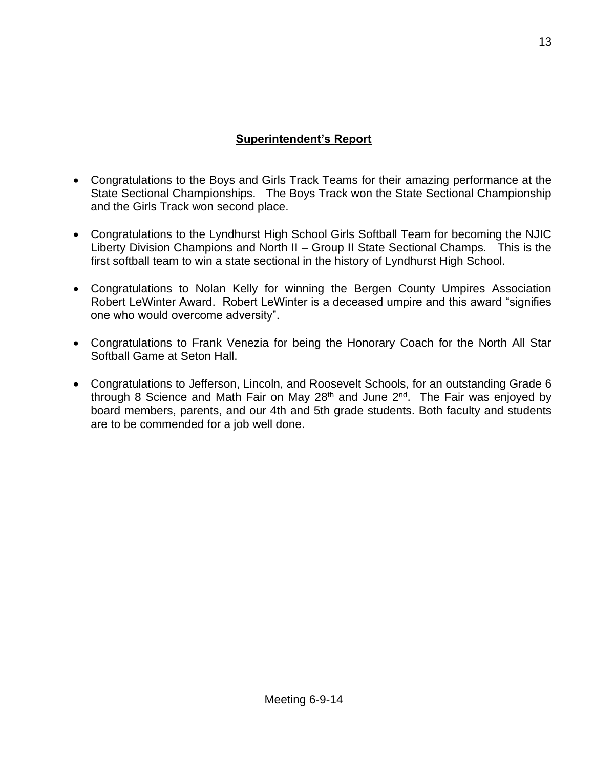# Superintendent's Report

- Congratulations to the Boys and Girls Track Teams for their amazing performance at the State Sectional Championships. The Boys Track won the State Sectional Championship and the Girls Track won second place.

- Congratulations to the Lyndhurst High School Girls Softball Team for becoming the NJIC Liberty Division Champions and North II – Group II State Sectional Champs. This is the first softball team to win a state sectional in the history of Lyndhurst High School.

- Congratulations to Nolan Kelly for winning the Bergen County Umpires Association Robert LeWinter Award. Robert LeWinter is a deceased umpire and this award "signifies one who would overcome adversity".

- Congratulations to Frank Venezia for being the Honorary Coach for the North All Star Softball Game at Seton Hall.

- Congratulations to Jefferson, Lincoln, and Roosevelt Schools, for an outstanding Grade 6 through 8 Science and Math Fair on May 28th and June 2nd. The Fair was enjoyed by board members, parents, and our 4th and 5th grade students. Both faculty and students are to be commended for a job well done.

Meeting 6-9-14